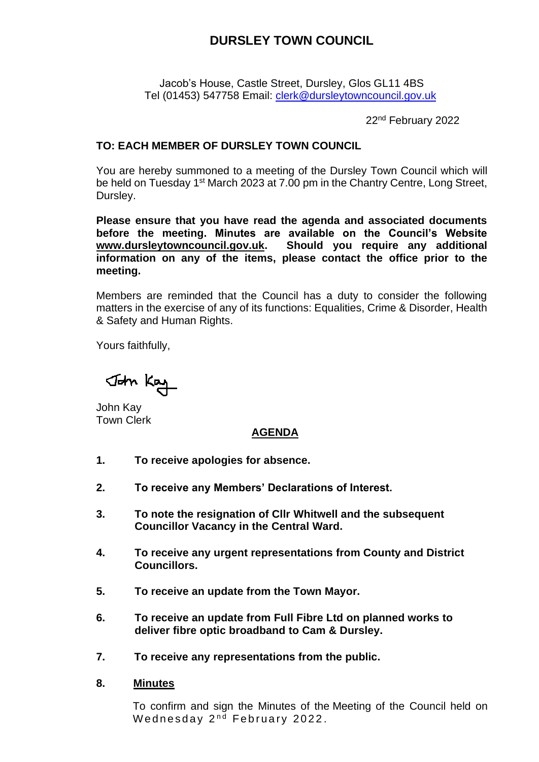# DURSLEY TOWN COUNCIL

Jacob's House, Castle Street, Dursley, Glos GL11 4BS
Tel (01453) 547758 Email: clerk@dursleytowncouncil.gov.uk

22nd February 2022

**TO: EACH MEMBER OF DURSLEY TOWN COUNCIL**

You are hereby summoned to a meeting of the Dursley Town Council which will be held on Tuesday 1st March 2023 at 7.00 pm in the Chantry Centre, Long Street, Dursley.

**Please ensure that you have read the agenda and associated documents before the meeting. Minutes are available on the Council's Website www.dursleytowncouncil.gov.uk. Should you require any additional information on any of the items, please contact the office prior to the meeting.**

Members are reminded that the Council has a duty to consider the following matters in the exercise of any of its functions: Equalities, Crime & Disorder, Health & Safety and Human Rights.

Yours faithfully,

John Kay

John Kay
Town Clerk

## AGENDA

1. **To receive apologies for absence.**

2. **To receive any Members' Declarations of Interest.**

3. **To note the resignation of Cllr Whitwell and the subsequent Councillor Vacancy in the Central Ward.**

4. **To receive any urgent representations from County and District Councillors.**

5. **To receive an update from the Town Mayor.**

6. **To receive an update from Full Fibre Ltd on planned works to deliver fibre optic broadband to Cam & Dursley.**

7. **To receive any representations from the public.**

8. **Minutes**

   To confirm and sign the Minutes of the Meeting of the Council held on Wednesday 2nd February 2022.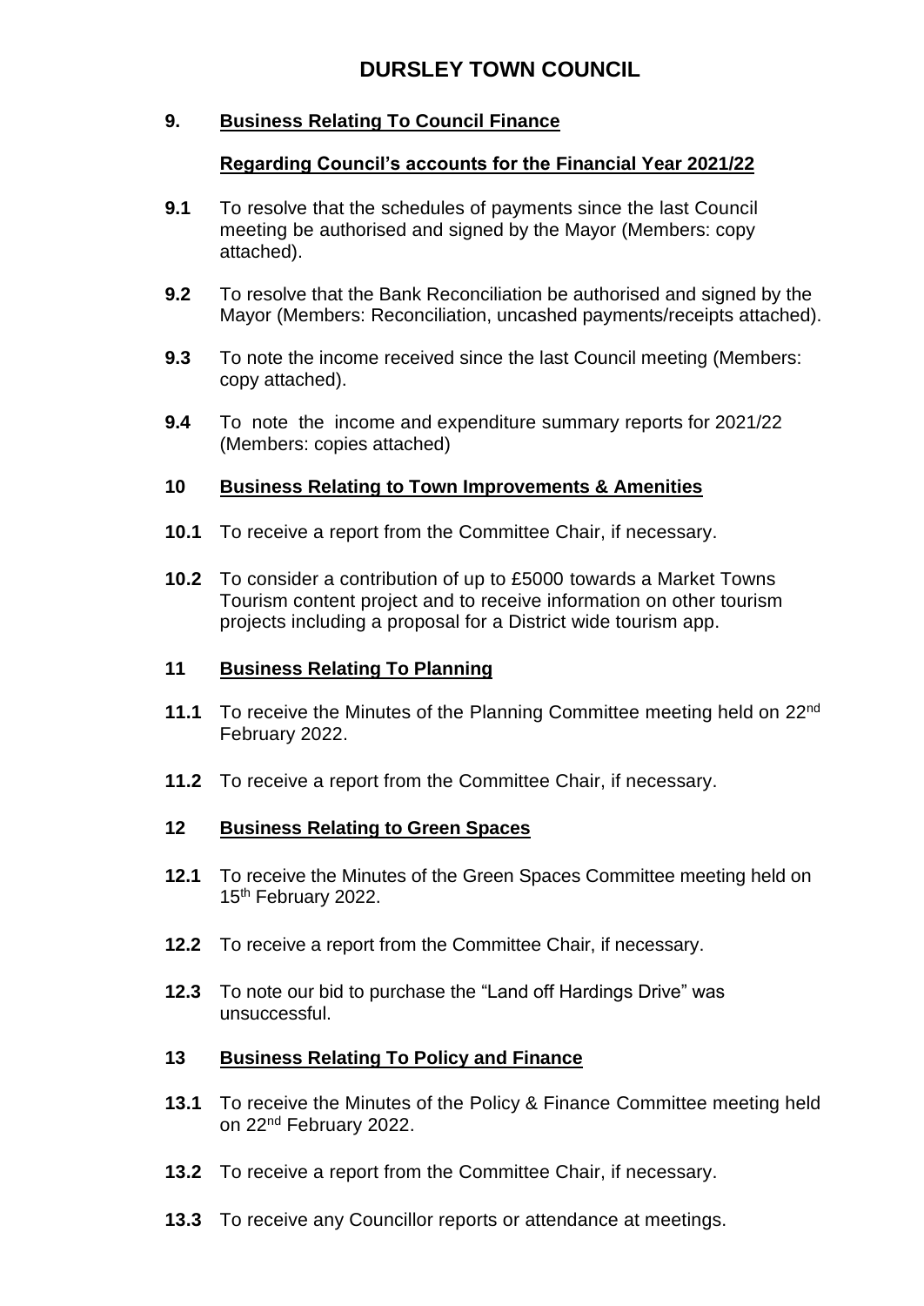# DURSLEY TOWN COUNCIL

**9. Business Relating To Council Finance**

**Regarding Council's accounts for the Financial Year 2021/22**

**9.1** To resolve that the schedules of payments since the last Council meeting be authorised and signed by the Mayor (Members: copy attached).

**9.2** To resolve that the Bank Reconciliation be authorised and signed by the Mayor (Members: Reconciliation, uncashed payments/receipts attached).

**9.3** To note the income received since the last Council meeting (Members: copy attached).

**9.4** To note the income and expenditure summary reports for 2021/22 (Members: copies attached)

**10 Business Relating to Town Improvements & Amenities**

**10.1** To receive a report from the Committee Chair, if necessary.

**10.2** To consider a contribution of up to £5000 towards a Market Towns Tourism content project and to receive information on other tourism projects including a proposal for a District wide tourism app.

**11 Business Relating To Planning**

**11.1** To receive the Minutes of the Planning Committee meeting held on 22nd February 2022.

**11.2** To receive a report from the Committee Chair, if necessary.

**12 Business Relating to Green Spaces**

**12.1** To receive the Minutes of the Green Spaces Committee meeting held on 15th February 2022.

**12.2** To receive a report from the Committee Chair, if necessary.

**12.3** To note our bid to purchase the "Land off Hardings Drive" was unsuccessful.

**13 Business Relating To Policy and Finance**

**13.1** To receive the Minutes of the Policy & Finance Committee meeting held on 22nd February 2022.

**13.2** To receive a report from the Committee Chair, if necessary.

**13.3** To receive any Councillor reports or attendance at meetings.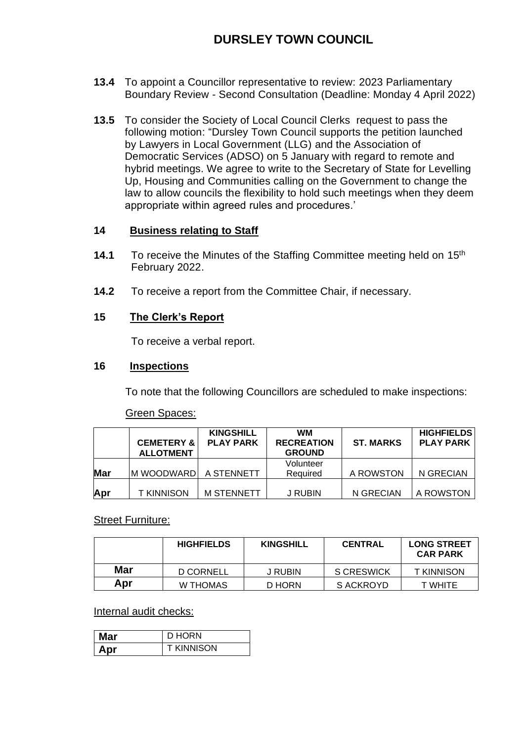# DURSLEY TOWN COUNCIL

**13.4** To appoint a Councillor representative to review: 2023 Parliamentary Boundary Review - Second Consultation (Deadline: Monday 4 April 2022)

**13.5** To consider the Society of Local Council Clerks request to pass the following motion: "Dursley Town Council supports the petition launched by Lawyers in Local Government (LLG) and the Association of Democratic Services (ADSO) on 5 January with regard to remote and hybrid meetings. We agree to write to the Secretary of State for Levelling Up, Housing and Communities calling on the Government to change the law to allow councils the flexibility to hold such meetings when they deem appropriate within agreed rules and procedures.'

## 14 Business relating to Staff

**14.1** To receive the Minutes of the Staffing Committee meeting held on 15th February 2022.

**14.2** To receive a report from the Committee Chair, if necessary.

## 15 The Clerk's Report

To receive a verbal report.

## 16 Inspections

To note that the following Councillors are scheduled to make inspections:

Green Spaces:

| | CEMETERY & ALLOTMENT | KINGSHILL PLAY PARK | WM RECREATION GROUND | ST. MARKS | HIGHFIELDS PLAY PARK |
|---|---|---|---|---|---|
| **Mar** | M WOODWARD | A STENNETT | Volunteer Required | A ROWSTON | N GRECIAN |
| **Apr** | T KINNISON | M STENNETT | J RUBIN | N GRECIAN | A ROWSTON |

Street Furniture:

| | HIGHFIELDS | KINGSHILL | CENTRAL | LONG STREET CAR PARK |
|---|---|---|---|---|
| **Mar** | D CORNELL | J RUBIN | S CRESWICK | T KINNISON |
| **Apr** | W THOMAS | D HORN | S ACKROYD | T WHITE |

Internal audit checks:

| | |
|---|---|
| **Mar** | D HORN |
| **Apr** | T KINNISON |